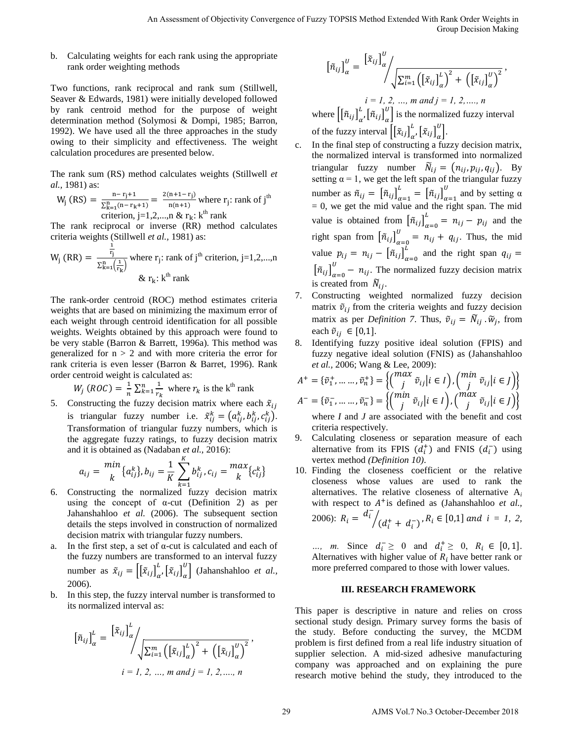b. Calculating weights for each rank using the appropriate rank order weighting methods

Two functions, rank reciprocal and rank sum (Stillwell, Seaver & Edwards, 1981) were initially developed followed by rank centroid method for the purpose of weight determination method (Solymosi & Dompi, 1985; Barron, 1992). We have used all the three approaches in the study owing to their simplicity and effectiveness. The weight calculation procedures are presented below.

The rank sum (RS) method calculates weights (Stillwell *et al.*, 1981) as:

$$W_j\,(RS) = \frac{n - r_j + 1}{\sum_{k=1}^{n}(n - r_k + 1)} = \frac{2(n + 1 - r_j)}{n(n+1)}$$ where $r_j$: rank of j[th] criterion, j=1,2,...,n & $r_k$: k[th] rank

The rank reciprocal or inverse (RR) method calculates criteria weights (Stillwell *et al.*, 1981) as:

$$W_j\,(RR) = \frac{\frac{1}{r_j}}{\sum_{k=1}^{n}\left(\frac{1}{r_k}\right)}$$ where $r_j$: rank of j[th] criterion, j=1,2,...,n & $r_k$: k[th] rank

The rank-order centroid (ROC) method estimates criteria weights that are based on minimizing the maximum error of each weight through centroid identification for all possible weights. Weights obtained by this approach were found to be very stable (Barron & Barrett, 1996a). This method was generalized for n > 2 and with more criteria the error for rank criteria is even lesser (Barron & Barret, 1996). Rank order centroid weight is calculated as:

$$W_j\,(ROC) = \frac{1}{n}\sum_{k=1}^{n}\frac{1}{r_k}$$ where $r_k$ is the k[th] rank

5. Constructing the fuzzy decision matrix where each $\tilde{x}_{ij}$ is triangular fuzzy number i.e. $\tilde{x}_{ij}^{k} = (a_{ij}^{k}, b_{ij}^{k}, c_{ij}^{k})$. Transformation of triangular fuzzy numbers, which is the aggregate fuzzy ratings, to fuzzy decision matrix and it is obtained as (Nadaban *et al.*, 2016):

$$a_{ij} = \min_{k}\{a_{ij}^{k}\},\ b_{ij} = \frac{1}{K}\sum_{k=1}^{K} b_{ij}^{k},\ c_{ij} = \max_{k}\{c_{ij}^{k}\}$$

6. Constructing the normalized fuzzy decision matrix using the concept of α-cut (Definition 2) as per Jahanshahloo *et al.* (2006). The subsequent section details the steps involved in construction of normalized decision matrix with triangular fuzzy numbers.

a. In the first step, a set of α-cut is calculated and each of the fuzzy numbers are transformed to an interval fuzzy number as $\tilde{x}_{ij} = \left[[\tilde{x}_{ij}]_{\alpha}^{L}, [\tilde{x}_{ij}]_{\alpha}^{U}\right]$ (Jahanshahloo *et al.*, 2006).

b. In this step, the fuzzy interval number is transformed to its normalized interval as:

$$[\tilde{n}_{ij}]_{\alpha}^{L} = \frac{[\tilde{x}_{ij}]_{\alpha}^{L}}{\sqrt{\sum_{i=1}^{m}\left(\left([\tilde{x}_{ij}]_{\alpha}^{L}\right)^{2} + \left([\tilde{x}_{ij}]_{\alpha}^{U}\right)^{2}\right)}},$$

*i = 1, 2, …, m and j = 1, 2,…., n*

$$[\tilde{n}_{ij}]_{\alpha}^{U} = \frac{[\tilde{x}_{ij}]_{\alpha}^{U}}{\sqrt{\sum_{i=1}^{m}\left(\left([\tilde{x}_{ij}]_{\alpha}^{L}\right)^{2} + \left([\tilde{x}_{ij}]_{\alpha}^{U}\right)^{2}\right)}},$$

*i = 1, 2, …, m and j = 1, 2,…., n*

where $\left[[\tilde{n}_{ij}]_{\alpha}^{L}, [\tilde{n}_{ij}]_{\alpha}^{U}\right]$ is the normalized fuzzy interval of the fuzzy interval $\left[[\tilde{x}_{ij}]_{\alpha}^{L}, [\tilde{x}_{ij}]_{\alpha}^{U}\right]$.

c. In the final step of constructing a fuzzy decision matrix, the normalized interval is transformed into normalized triangular fuzzy number $\tilde{N}_{ij} = (n_{ij}, p_{ij}, q_{ij})$. By setting α = 1, we get the left span of the triangular fuzzy number as $\tilde{n}_{ij} = [\tilde{n}_{ij}]_{\alpha=1}^{L} = [\tilde{n}_{ij}]_{\alpha=1}^{U}$ and by setting α = 0, we get the mid value and the right span. The mid value is obtained from $[\tilde{n}_{ij}]_{\alpha=0}^{L} = n_{ij} - p_{ij}$ and the right span from $[\tilde{n}_{ij}]_{\alpha=0}^{U} = n_{ij} + q_{ij}$. Thus, the mid value $p_{ij} = n_{ij} - [\tilde{n}_{ij}]_{\alpha=0}^{L}$ and the right span $q_{ij} = [\tilde{n}_{ij}]_{\alpha=0}^{U} - n_{ij}$. The normalized fuzzy decision matrix is created from $\tilde{N}_{ij}$.

7. Constructing weighted normalized fuzzy decision matrix $\tilde{v}_{ij}$ from the criteria weights and fuzzy decision matrix as per *Definition 7*. Thus, $\tilde{v}_{ij} = \tilde{N}_{ij}.\tilde{w}_{j}$, from each $\tilde{v}_{ij} \in [0,1]$.

8. Identifying fuzzy positive ideal solution (FPIS) and fuzzy negative ideal solution (FNIS) as (Jahanshahloo *et al.*, 2006; Wang & Lee, 2009):

$$A^{+} = \{\tilde{v}_1^{+}, \ldots \ldots, \tilde{v}_n^{+}\} = \left\{\left(\max_{j} \tilde{v}_{ij} \middle| i \in I\right), \left(\min_{j} \tilde{v}_{ij} \middle| i \in J\right)\right\}$$

$$A^{-} = \{\tilde{v}_1^{-}, \ldots \ldots, \tilde{v}_n^{-}\} = \left\{\left(\min_{j} \tilde{v}_{ij} \middle| i \in I\right), \left(\max_{j} \tilde{v}_{ij} \middle| i \in J\right)\right\}$$

where *I* and *J* are associated with the benefit and cost criteria respectively.

9. Calculating closeness or separation measure of each alternative from its FPIS ($d_i^{+}$) and FNIS ($d_i^{-}$) using vertex method *(Definition 10)*.

10. Finding the closeness coefficient or the relative closeness whose values are used to rank the alternatives. The relative closeness of alternative $A_i$ with respect to $A^{+}$ is defined as (Jahanshahloo *et al.*, 2006): $R_i = \frac{d_i^{-}}{(d_i^{+} + d_i^{-})}, R_i \in [0,1]$ *and i = 1, 2, …, m.* Since $d_i^{-} \geq 0$ and $d_i^{+} \geq 0$, $R_i \in [0,1]$. Alternatives with higher value of $R_i$ have better rank or more preferred compared to those with lower values.

## III. RESEARCH FRAMEWORK

This paper is descriptive in nature and relies on cross sectional study design. Primary survey forms the basis of the study. Before conducting the survey, the MCDM problem is first defined from a real life industry situation of supplier selection. A mid-sized adhesive manufacturing company was approached and on explaining the pure research motive behind the study, they introduced to the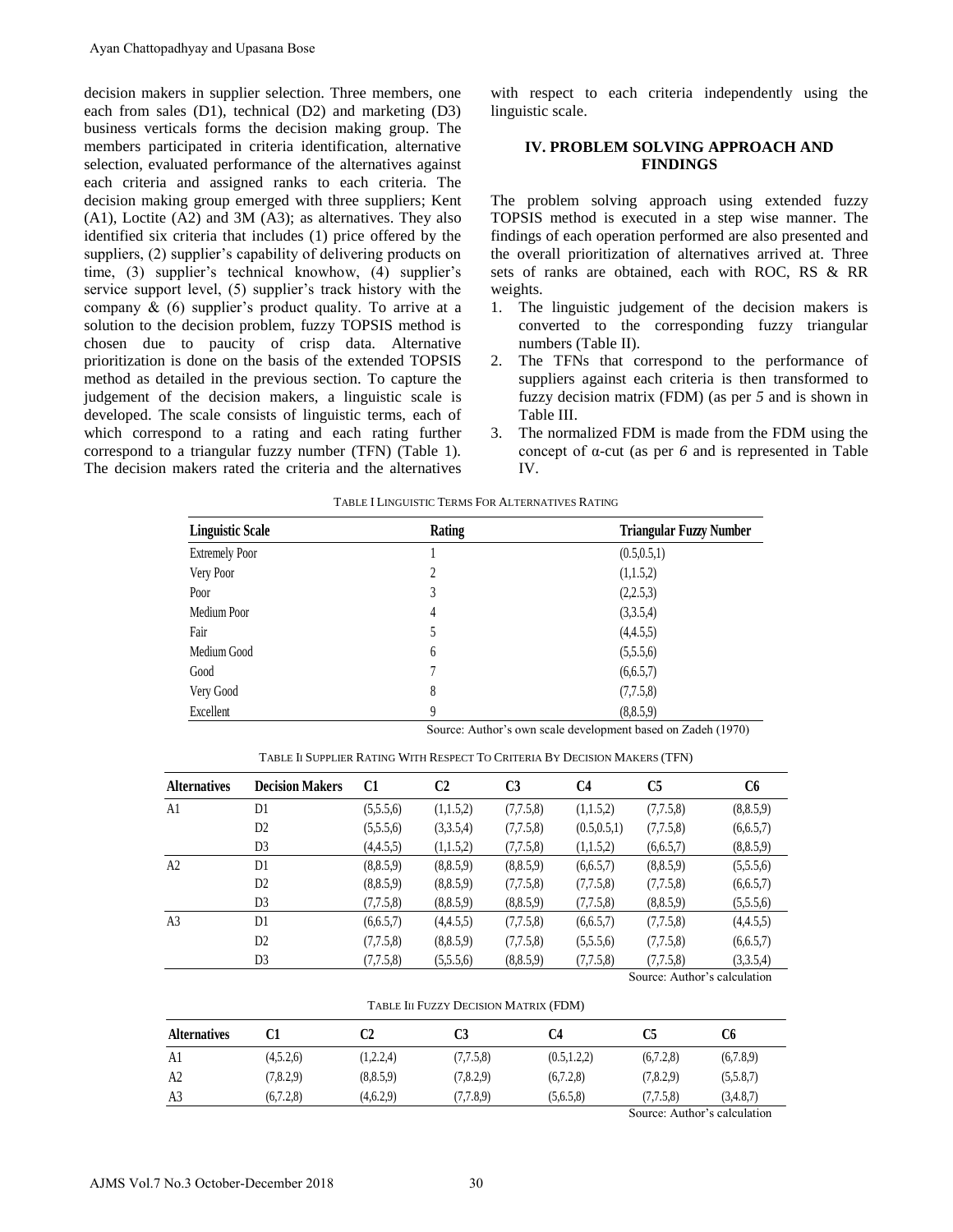decision makers in supplier selection. Three members, one each from sales (D1), technical (D2) and marketing (D3) business verticals forms the decision making group. The members participated in criteria identification, alternative selection, evaluated performance of the alternatives against each criteria and assigned ranks to each criteria. The decision making group emerged with three suppliers; Kent (A1), Loctite (A2) and 3M (A3); as alternatives. They also identified six criteria that includes (1) price offered by the suppliers, (2) supplier's capability of delivering products on time, (3) supplier's technical knowhow, (4) supplier's service support level, (5) supplier's track history with the company & (6) supplier's product quality. To arrive at a solution to the decision problem, fuzzy TOPSIS method is chosen due to paucity of crisp data. Alternative prioritization is done on the basis of the extended TOPSIS method as detailed in the previous section. To capture the judgement of the decision makers, a linguistic scale is developed. The scale consists of linguistic terms, each of which correspond to a rating and each rating further correspond to a triangular fuzzy number (TFN) (Table 1). The decision makers rated the criteria and the alternatives with respect to each criteria independently using the linguistic scale.

## IV. PROBLEM SOLVING APPROACH AND FINDINGS

The problem solving approach using extended fuzzy TOPSIS method is executed in a step wise manner. The findings of each operation performed are also presented and the overall prioritization of alternatives arrived at. Three sets of ranks are obtained, each with ROC, RS & RR weights.

1. The linguistic judgement of the decision makers is converted to the corresponding fuzzy triangular numbers (Table II).
2. The TFNs that correspond to the performance of suppliers against each criteria is then transformed to fuzzy decision matrix (FDM) (as per *5* and is shown in Table III.
3. The normalized FDM is made from the FDM using the concept of α-cut (as per *6* and is represented in Table IV.

TABLE I LINGUISTIC TERMS FOR ALTERNATIVES RATING

| Linguistic Scale | Rating | Triangular Fuzzy Number |
|---|---|---|
| Extremely Poor | 1 | (0.5,0.5,1) |
| Very Poor | 2 | (1,1.5,2) |
| Poor | 3 | (2,2.5,3) |
| Medium Poor | 4 | (3,3.5,4) |
| Fair | 5 | (4,4.5,5) |
| Medium Good | 6 | (5,5.5,6) |
| Good | 7 | (6,6.5,7) |
| Very Good | 8 | (7,7.5,8) |
| Excellent | 9 | (8,8.5,9) |

Source: Author's own scale development based on Zadeh (1970)

TABLE II SUPPLIER RATING WITH RESPECT TO CRITERIA BY DECISION MAKERS (TFN)

| Alternatives | Decision Makers | C1 | C2 | C3 | C4 | C5 | C6 |
|---|---|---|---|---|---|---|---|
| A1 | D1 | (5,5.5,6) | (1,1.5,2) | (7,7.5,8) | (1,1.5,2) | (7,7.5,8) | (8,8.5,9) |
| | D2 | (5,5.5,6) | (3,3.5,4) | (7,7.5,8) | (0.5,0.5,1) | (7,7.5,8) | (6,6.5,7) |
| | D3 | (4,4.5,5) | (1,1.5,2) | (7,7.5,8) | (1,1.5,2) | (6,6.5,7) | (8,8.5,9) |
| A2 | D1 | (8,8.5,9) | (8,8.5,9) | (8,8.5,9) | (6,6.5,7) | (8,8.5,9) | (5,5.5,6) |
| | D2 | (8,8.5,9) | (8,8.5,9) | (7,7.5,8) | (7,7.5,8) | (7,7.5,8) | (6,6.5,7) |
| | D3 | (7,7.5,8) | (8,8.5,9) | (8,8.5,9) | (7,7.5,8) | (8,8.5,9) | (5,5.5,6) |
| A3 | D1 | (6,6.5,7) | (4,4.5,5) | (7,7.5,8) | (6,6.5,7) | (7,7.5,8) | (4,4.5,5) |
| | D2 | (7,7.5,8) | (8,8.5,9) | (7,7.5,8) | (5,5.5,6) | (7,7.5,8) | (6,6.5,7) |
| | D3 | (7,7.5,8) | (5,5.5,6) | (8,8.5,9) | (7,7.5,8) | (7,7.5,8) | (3,3.5,4) |

Source: Author's calculation

TABLE III FUZZY DECISION MATRIX (FDM)

| Alternatives | C1 | C2 | C3 | C4 | C5 | C6 |
|---|---|---|---|---|---|---|
| A1 | (4,5.2,6) | (1,2.2,4) | (7,7.5,8) | (0.5,1.2,2) | (6,7.2,8) | (6,7.8,9) |
| A2 | (7,8.2,9) | (8,8.5,9) | (7,8.2,9) | (6,7.2,8) | (7,8.2,9) | (5,5.8,7) |
| A3 | (6,7.2,8) | (4,6.2,9) | (7,7.8,9) | (5,6.5,8) | (7,7.5,8) | (3,4.8,7) |

Source: Author's calculation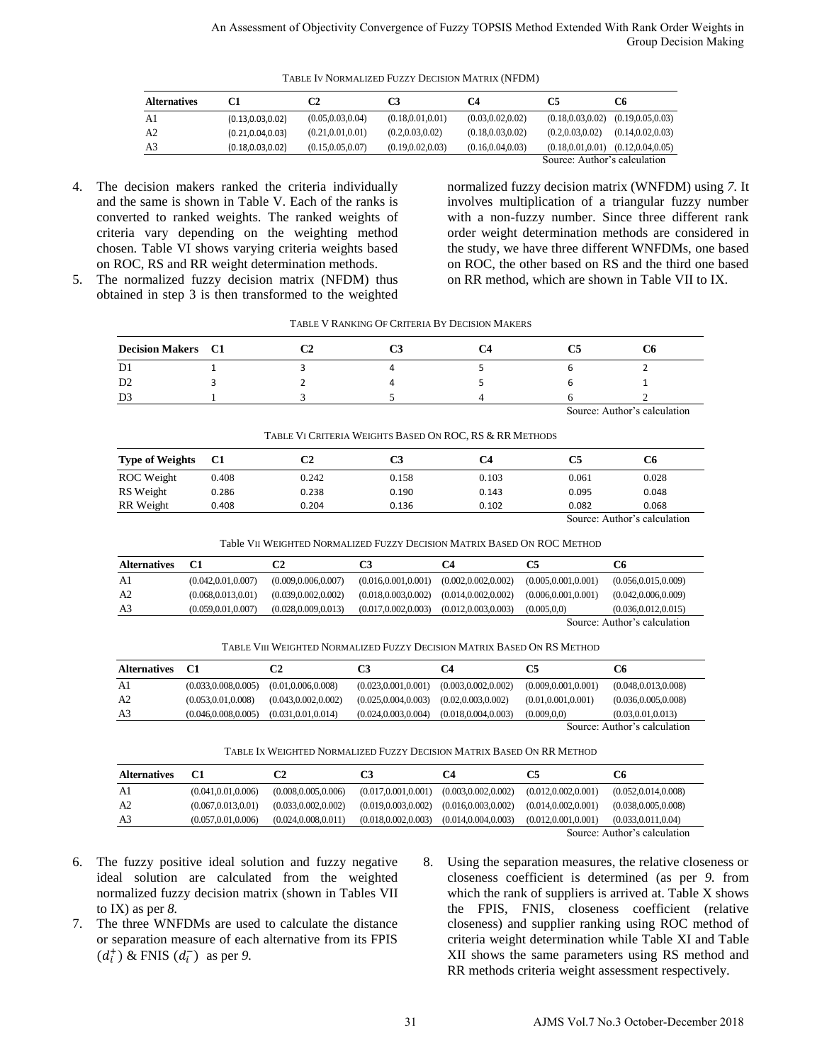TABLE IV NORMALIZED FUZZY DECISION MATRIX (NFDM)

| Alternatives | C1 | C2 | C3 | C4 | C5 | C6 |
|---|---|---|---|---|---|---|
| A1 | (0.13,0.03,0.02) | (0.05,0.03,0.04) | (0.18,0.01,0.01) | (0.03,0.02,0.02) | (0.18,0.03,0.02) | (0.19,0.05,0.03) |
| A2 | (0.21,0.04,0.03) | (0.21,0.01,0.01) | (0.2,0.03,0.02) | (0.18,0.03,0.02) | (0.2,0.03,0.02) | (0.14,0.02,0.03) |
| A3 | (0.18,0.03,0.02) | (0.15,0.05,0.07) | (0.19,0.02,0.03) | (0.16,0.04,0.03) | (0.18,0.01,0.01) | (0.12,0.04,0.05) |

Source: Author's calculation

4. The decision makers ranked the criteria individually and the same is shown in Table V. Each of the ranks is converted to ranked weights. The ranked weights of criteria vary depending on the weighting method chosen. Table VI shows varying criteria weights based on ROC, RS and RR weight determination methods.
5. The normalized fuzzy decision matrix (NFDM) thus obtained in step 3 is then transformed to the weighted normalized fuzzy decision matrix (WNFDM) using *7.* It involves multiplication of a triangular fuzzy number with a non-fuzzy number. Since three different rank order weight determination methods are considered in the study, we have three different WNFDMs, one based on ROC, the other based on RS and the third one based on RR method, which are shown in Table VII to IX.

TABLE V RANKING OF CRITERIA BY DECISION MAKERS

| Decision Makers | C1 | C2 | C3 | C4 | C5 | C6 |
|---|---|---|---|---|---|---|
| D1 | 1 | 3 | 4 | 5 | 6 | 2 |
| D2 | 3 | 2 | 4 | 5 | 6 | 1 |
| D3 | 1 | 3 | 5 | 4 | 6 | 2 |

Source: Author's calculation

TABLE VI CRITERIA WEIGHTS BASED ON ROC, RS & RR METHODS

| Type of Weights | C1 | C2 | C3 | C4 | C5 | C6 |
|---|---|---|---|---|---|---|
| ROC Weight | 0.408 | 0.242 | 0.158 | 0.103 | 0.061 | 0.028 |
| RS Weight | 0.286 | 0.238 | 0.190 | 0.143 | 0.095 | 0.048 |
| RR Weight | 0.408 | 0.204 | 0.136 | 0.102 | 0.082 | 0.068 |

Source: Author's calculation

Table VII WEIGHTED NORMALIZED FUZZY DECISION MATRIX BASED ON ROC METHOD

| Alternatives | C1 | C2 | C3 | C4 | C5 | C6 |
|---|---|---|---|---|---|---|
| A1 | (0.042,0.01,0.007) | (0.009,0.006,0.007) | (0.016,0.001,0.001) | (0.002,0.002,0.002) | (0.005,0.001,0.001) | (0.056,0.015,0.009) |
| A2 | (0.068,0.013,0.01) | (0.039,0.002,0.002) | (0.018,0.003,0.002) | (0.014,0.002,0.002) | (0.006,0.001,0.001) | (0.042,0.006,0.009) |
| A3 | (0.059,0.01,0.007) | (0.028,0.009,0.013) | (0.017,0.002,0.003) | (0.012,0.003,0.003) | (0.005,0,0) | (0.036,0.012,0.015) |

Source: Author's calculation

TABLE VIII WEIGHTED NORMALIZED FUZZY DECISION MATRIX BASED ON RS METHOD

| Alternatives | C1 | C2 | C3 | C4 | C5 | C6 |
|---|---|---|---|---|---|---|
| A1 | (0.033,0.008,0.005) | (0.01,0.006,0.008) | (0.023,0.001,0.001) | (0.003,0.002,0.002) | (0.009,0.001,0.001) | (0.048,0.013,0.008) |
| A2 | (0.053,0.01,0.008) | (0.043,0.002,0.002) | (0.025,0.004,0.003) | (0.02,0.003,0.002) | (0.01,0.001,0.001) | (0.036,0.005,0.008) |
| A3 | (0.046,0.008,0.005) | (0.031,0.01,0.014) | (0.024,0.003,0.004) | (0.018,0.004,0.003) | (0.009,0,0) | (0.03,0.01,0.013) |

Source: Author's calculation

TABLE IX WEIGHTED NORMALIZED FUZZY DECISION MATRIX BASED ON RR METHOD

| Alternatives | C1 | C2 | C3 | C4 | C5 | C6 |
|---|---|---|---|---|---|---|
| A1 | (0.041,0.01,0.006) | (0.008,0.005,0.006) | (0.017,0.001,0.001) | (0.003,0.002,0.002) | (0.012,0.002,0.001) | (0.052,0.014,0.008) |
| A2 | (0.067,0.013,0.01) | (0.033,0.002,0.002) | (0.019,0.003,0.002) | (0.016,0.003,0.002) | (0.014,0.002,0.001) | (0.038,0.005,0.008) |
| A3 | (0.057,0.01,0.006) | (0.024,0.008,0.011) | (0.018,0.002,0.003) | (0.014,0.004,0.003) | (0.012,0.001,0.001) | (0.033,0.011,0.04) |

Source: Author's calculation

6. The fuzzy positive ideal solution and fuzzy negative ideal solution are calculated from the weighted normalized fuzzy decision matrix (shown in Tables VII to IX) as per *8.*
7. The three WNFDMs are used to calculate the distance or separation measure of each alternative from its FPIS ($d_i^+$) & FNIS ($d_i^-$) as per *9.*
8. Using the separation measures, the relative closeness or closeness coefficient is determined (as per *9.* from which the rank of suppliers is arrived at. Table X shows the FPIS, FNIS, closeness coefficient (relative closeness) and supplier ranking using ROC method of criteria weight determination while Table XI and Table XII shows the same parameters using RS method and RR methods criteria weight assessment respectively.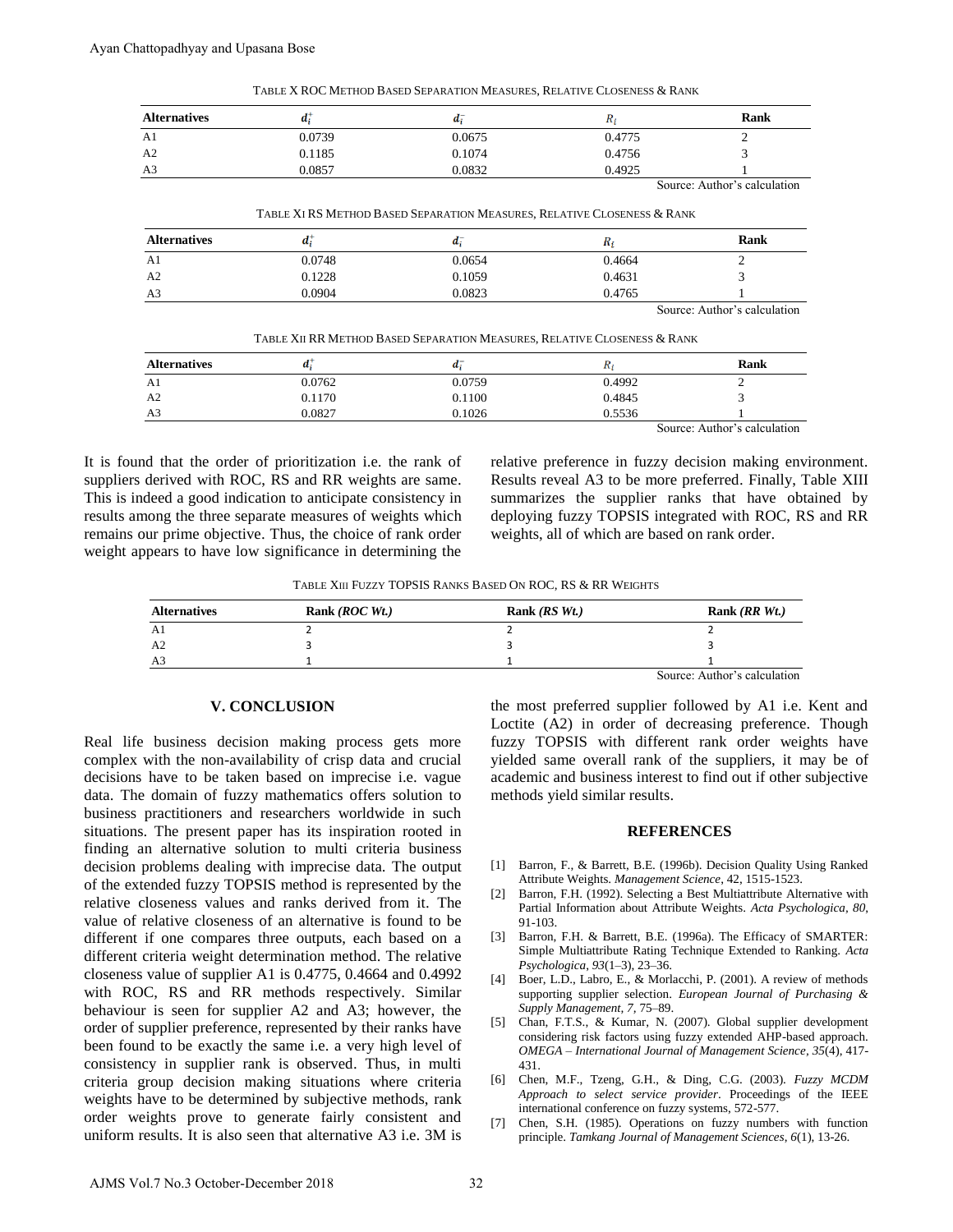TABLE X ROC METHOD BASED SEPARATION MEASURES, RELATIVE CLOSENESS & RANK

| Alternatives | $d_i^+$ | $d_i^-$ | $R_i$ | Rank |
|---|---|---|---|---|
| A1 | 0.0739 | 0.0675 | 0.4775 | 2 |
| A2 | 0.1185 | 0.1074 | 0.4756 | 3 |
| A3 | 0.0857 | 0.0832 | 0.4925 | 1 |

Source: Author's calculation

TABLE XI RS METHOD BASED SEPARATION MEASURES, RELATIVE CLOSENESS & RANK

| Alternatives | $d_i^+$ | $d_i^-$ | $R_i$ | Rank |
|---|---|---|---|---|
| A1 | 0.0748 | 0.0654 | 0.4664 | 2 |
| A2 | 0.1228 | 0.1059 | 0.4631 | 3 |
| A3 | 0.0904 | 0.0823 | 0.4765 | 1 |

Source: Author's calculation

TABLE XII RR METHOD BASED SEPARATION MEASURES, RELATIVE CLOSENESS & RANK

| Alternatives | $d_i^+$ | $d_i^-$ | $R_i$ | Rank |
|---|---|---|---|---|
| A1 | 0.0762 | 0.0759 | 0.4992 | 2 |
| A2 | 0.1170 | 0.1100 | 0.4845 | 3 |
| A3 | 0.0827 | 0.1026 | 0.5536 | 1 |

Source: Author's calculation

It is found that the order of prioritization i.e. the rank of suppliers derived with ROC, RS and RR weights are same. This is indeed a good indication to anticipate consistency in results among the three separate measures of weights which remains our prime objective. Thus, the choice of rank order weight appears to have low significance in determining the relative preference in fuzzy decision making environment. Results reveal A3 to be more preferred. Finally, Table XIII summarizes the supplier ranks that have obtained by deploying fuzzy TOPSIS integrated with ROC, RS and RR weights, all of which are based on rank order.

TABLE XIII FUZZY TOPSIS RANKS BASED ON ROC, RS & RR WEIGHTS

| Alternatives | Rank *(ROC Wt.)* | Rank *(RS Wt.)* | Rank *(RR Wt.)* |
|---|---|---|---|
| A1 | 2 | 2 | 2 |
| A2 | 3 | 3 | 3 |
| A3 | 1 | 1 | 1 |

Source: Author's calculation

## V. CONCLUSION

Real life business decision making process gets more complex with the non-availability of crisp data and crucial decisions have to be taken based on imprecise i.e. vague data. The domain of fuzzy mathematics offers solution to business practitioners and researchers worldwide in such situations. The present paper has its inspiration rooted in finding an alternative solution to multi criteria business decision problems dealing with imprecise data. The output of the extended fuzzy TOPSIS method is represented by the relative closeness values and ranks derived from it. The value of relative closeness of an alternative is found to be different if one compares three outputs, each based on a different criteria weight determination method. The relative closeness value of supplier A1 is 0.4775, 0.4664 and 0.4992 with ROC, RS and RR methods respectively. Similar behaviour is seen for supplier A2 and A3; however, the order of supplier preference, represented by their ranks have been found to be exactly the same i.e. a very high level of consistency in supplier rank is observed. Thus, in multi criteria group decision making situations where criteria weights have to be determined by subjective methods, rank order weights prove to generate fairly consistent and uniform results. It is also seen that alternative A3 i.e. 3M is the most preferred supplier followed by A1 i.e. Kent and Loctite (A2) in order of decreasing preference. Though fuzzy TOPSIS with different rank order weights have yielded same overall rank of the suppliers, it may be of academic and business interest to find out if other subjective methods yield similar results.

## REFERENCES

[1] Barron, F., & Barrett, B.E. (1996b). Decision Quality Using Ranked Attribute Weights. *Management Science*, 42, 1515-1523.

[2] Barron, F.H. (1992). Selecting a Best Multiattribute Alternative with Partial Information about Attribute Weights. *Acta Psychologica, 80*, 91-103.

[3] Barron, F.H. & Barrett, B.E. (1996a). The Efficacy of SMARTER: Simple Multiattribute Rating Technique Extended to Ranking. *Acta Psychologica*, *93*(1–3), 23–36.

[4] Boer, L.D., Labro, E., & Morlacchi, P. (2001). A review of methods supporting supplier selection. *European Journal of Purchasing & Supply Management*, *7*, 75–89.

[5] Chan, F.T.S., & Kumar, N. (2007). Global supplier development considering risk factors using fuzzy extended AHP-based approach. *OMEGA – International Journal of Management Science*, *35*(4), 417-431.

[6] Chen, M.F., Tzeng, G.H., & Ding, C.G. (2003). *Fuzzy MCDM Approach to select service provider*. Proceedings of the IEEE international conference on fuzzy systems, 572-577.

[7] Chen, S.H. (1985). Operations on fuzzy numbers with function principle. *Tamkang Journal of Management Sciences*, *6*(1), 13-26.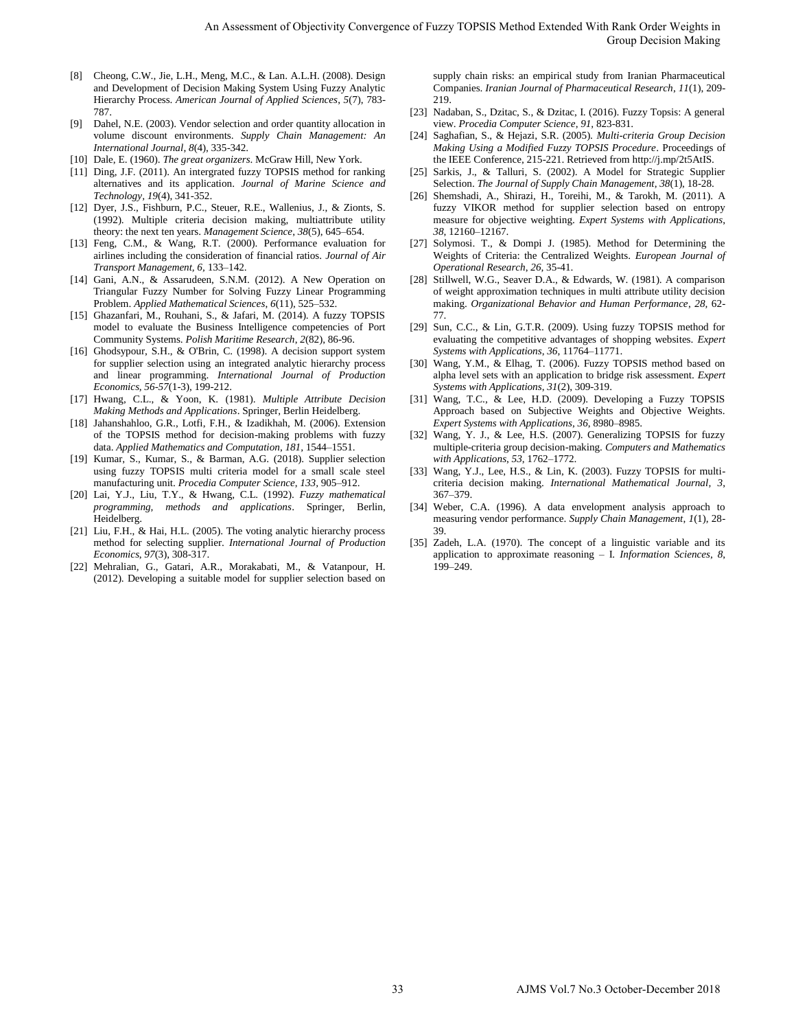[8] Cheong, C.W., Jie, L.H., Meng, M.C., & Lan. A.L.H. (2008). Design and Development of Decision Making System Using Fuzzy Analytic Hierarchy Process. *American Journal of Applied Sciences*, *5*(7), 783-787.

[9] Dahel, N.E. (2003). Vendor selection and order quantity allocation in volume discount environments. *Supply Chain Management: An International Journal*, *8*(4), 335-342.

[10] Dale, E. (1960). *The great organizers*. McGraw Hill, New York.

[11] Ding, J.F. (2011). An intergrated fuzzy TOPSIS method for ranking alternatives and its application. *Journal of Marine Science and Technology*, *19*(4), 341-352.

[12] Dyer, J.S., Fishburn, P.C., Steuer, R.E., Wallenius, J., & Zionts, S. (1992). Multiple criteria decision making, multiattribute utility theory: the next ten years. *Management Science*, *38*(5), 645–654.

[13] Feng, C.M., & Wang, R.T. (2000). Performance evaluation for airlines including the consideration of financial ratios. *Journal of Air Transport Management*, *6*, 133–142.

[14] Gani, A.N., & Assarudeen, S.N.M. (2012). A New Operation on Triangular Fuzzy Number for Solving Fuzzy Linear Programming Problem. *Applied Mathematical Sciences*, *6*(11), 525–532.

[15] Ghazanfari, M., Rouhani, S., & Jafari, M. (2014). A fuzzy TOPSIS model to evaluate the Business Intelligence competencies of Port Community Systems. *Polish Maritime Research*, *2*(82), 86-96.

[16] Ghodsypour, S.H., & O'Brin, C. (1998). A decision support system for supplier selection using an integrated analytic hierarchy process and linear programming. *International Journal of Production Economics*, *56-57*(1-3), 199-212.

[17] Hwang, C.L., & Yoon, K. (1981). *Multiple Attribute Decision Making Methods and Applications*. Springer, Berlin Heidelberg.

[18] Jahanshahloo, G.R., Lotfi, F.H., & Izadikhah, M. (2006). Extension of the TOPSIS method for decision-making problems with fuzzy data. *Applied Mathematics and Computation*, *181*, 1544–1551.

[19] Kumar, S., Kumar, S., & Barman, A.G. (2018). Supplier selection using fuzzy TOPSIS multi criteria model for a small scale steel manufacturing unit. *Procedia Computer Science*, *133*, 905–912.

[20] Lai, Y.J., Liu, T.Y., & Hwang, C.L. (1992). *Fuzzy mathematical programming, methods and applications*. Springer, Berlin, Heidelberg.

[21] Liu, F.H., & Hai, H.L. (2005). The voting analytic hierarchy process method for selecting supplier. *International Journal of Production Economics*, *97*(3), 308-317.

[22] Mehralian, G., Gatari, A.R., Morakabati, M., & Vatanpour, H. (2012). Developing a suitable model for supplier selection based on supply chain risks: an empirical study from Iranian Pharmaceutical Companies. *Iranian Journal of Pharmaceutical Research*, *11*(1), 209-219.

[23] Nadaban, S., Dzitac, S., & Dzitac, I. (2016). Fuzzy Topsis: A general view. *Procedia Computer Science*, *91*, 823-831.

[24] Saghafian, S., & Hejazi, S.R. (2005). *Multi-criteria Group Decision Making Using a Modified Fuzzy TOPSIS Procedure*. Proceedings of the IEEE Conference, 215-221. Retrieved from http://j.mp/2t5AtIS.

[25] Sarkis, J., & Talluri, S. (2002). A Model for Strategic Supplier Selection. *The Journal of Supply Chain Management*, *38*(1), 18-28.

[26] Shemshadi, A., Shirazi, H., Toreihi, M., & Tarokh, M. (2011). A fuzzy VIKOR method for supplier selection based on entropy measure for objective weighting. *Expert Systems with Applications*, *38*, 12160–12167.

[27] Solymosi. T., & Dompi J. (1985). Method for Determining the Weights of Criteria: the Centralized Weights. *European Journal of Operational Research*, *26*, 35-41.

[28] Stillwell, W.G., Seaver D.A., & Edwards, W. (1981). A comparison of weight approximation techniques in multi attribute utility decision making. *Organizational Behavior and Human Performance*, *28*, 62-77.

[29] Sun, C.C., & Lin, G.T.R. (2009). Using fuzzy TOPSIS method for evaluating the competitive advantages of shopping websites. *Expert Systems with Applications*, *36*, 11764–11771.

[30] Wang, Y.M., & Elhag, T. (2006). Fuzzy TOPSIS method based on alpha level sets with an application to bridge risk assessment. *Expert Systems with Applications*, *31*(2), 309-319.

[31] Wang, T.C., & Lee, H.D. (2009). Developing a Fuzzy TOPSIS Approach based on Subjective Weights and Objective Weights. *Expert Systems with Applications*, *36*, 8980–8985.

[32] Wang, Y. J., & Lee, H.S. (2007). Generalizing TOPSIS for fuzzy multiple-criteria group decision-making. *Computers and Mathematics with Applications*, *53*, 1762–1772.

[33] Wang, Y.J., Lee, H.S., & Lin, K. (2003). Fuzzy TOPSIS for multi-criteria decision making. *International Mathematical Journal*, *3*, 367–379.

[34] Weber, C.A. (1996). A data envelopment analysis approach to measuring vendor performance. *Supply Chain Management*, *1*(1), 28-39.

[35] Zadeh, L.A. (1970). The concept of a linguistic variable and its application to approximate reasoning – I. *Information Sciences*, *8*, 199–249.